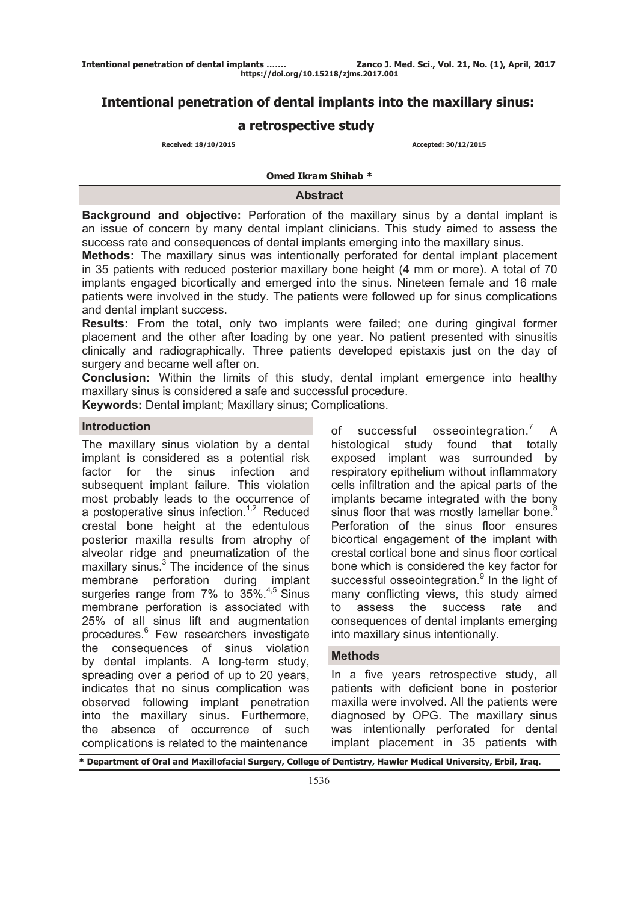# Intentional penetration of dental implants into the maxillary sinus: a retrospective study

Received: 18/10/2015 Accepted: 30/12/2015

**Omed Ikram Shihab ***

## Abstract

**Background and objective:** Perforation of the maxillary sinus by a dental implant is an issue of concern by many dental implant clinicians. This study aimed to assess the success rate and consequences of dental implants emerging into the maxillary sinus.

**Methods:** The maxillary sinus was intentionally perforated for dental implant placement in 35 patients with reduced posterior maxillary bone height (4 mm or more). A total of 70 implants engaged bicortically and emerged into the sinus. Nineteen female and 16 male patients were involved in the study. The patients were followed up for sinus complications and dental implant success.

**Results:** From the total, only two implants were failed; one during gingival former placement and the other after loading by one year. No patient presented with sinusitis clinically and radiographically. Three patients developed epistaxis just on the day of surgery and became well after on.

**Conclusion:** Within the limits of this study, dental implant emergence into healthy maxillary sinus is considered a safe and successful procedure.

**Keywords:** Dental implant; Maxillary sinus; Complications.

## Introduction

The maxillary sinus violation by a dental implant is considered as a potential risk factor for the sinus infection and subsequent implant failure. This violation most probably leads to the occurrence of a postoperative sinus infection.[1,2] Reduced crestal bone height at the edentulous posterior maxilla results from atrophy of alveolar ridge and pneumatization of the maxillary sinus.[3] The incidence of the sinus membrane perforation during implant surgeries range from 7% to 35%.[4,5] Sinus membrane perforation is associated with 25% of all sinus lift and augmentation procedures.[6] Few researchers investigate the consequences of sinus violation by dental implants. A long-term study, spreading over a period of up to 20 years, indicates that no sinus complication was observed following implant penetration into the maxillary sinus. Furthermore, the absence of occurrence of such complications is related to the maintenance of successful osseointegration.[7] A histological study found that totally exposed implant was surrounded by respiratory epithelium without inflammatory cells infiltration and the apical parts of the implants became integrated with the bony sinus floor that was mostly lamellar bone.[8] Perforation of the sinus floor ensures bicortical engagement of the implant with crestal cortical bone and sinus floor cortical bone which is considered the key factor for successful osseointegration.[9] In the light of many conflicting views, this study aimed to assess the success rate and consequences of dental implants emerging into maxillary sinus intentionally.

## Methods

In a five years retrospective study, all patients with deficient bone in posterior maxilla were involved. All the patients were diagnosed by OPG. The maxillary sinus was intentionally perforated for dental implant placement in 35 patients with

\* Department of Oral and Maxillofacial Surgery, College of Dentistry, Hawler Medical University, Erbil, Iraq.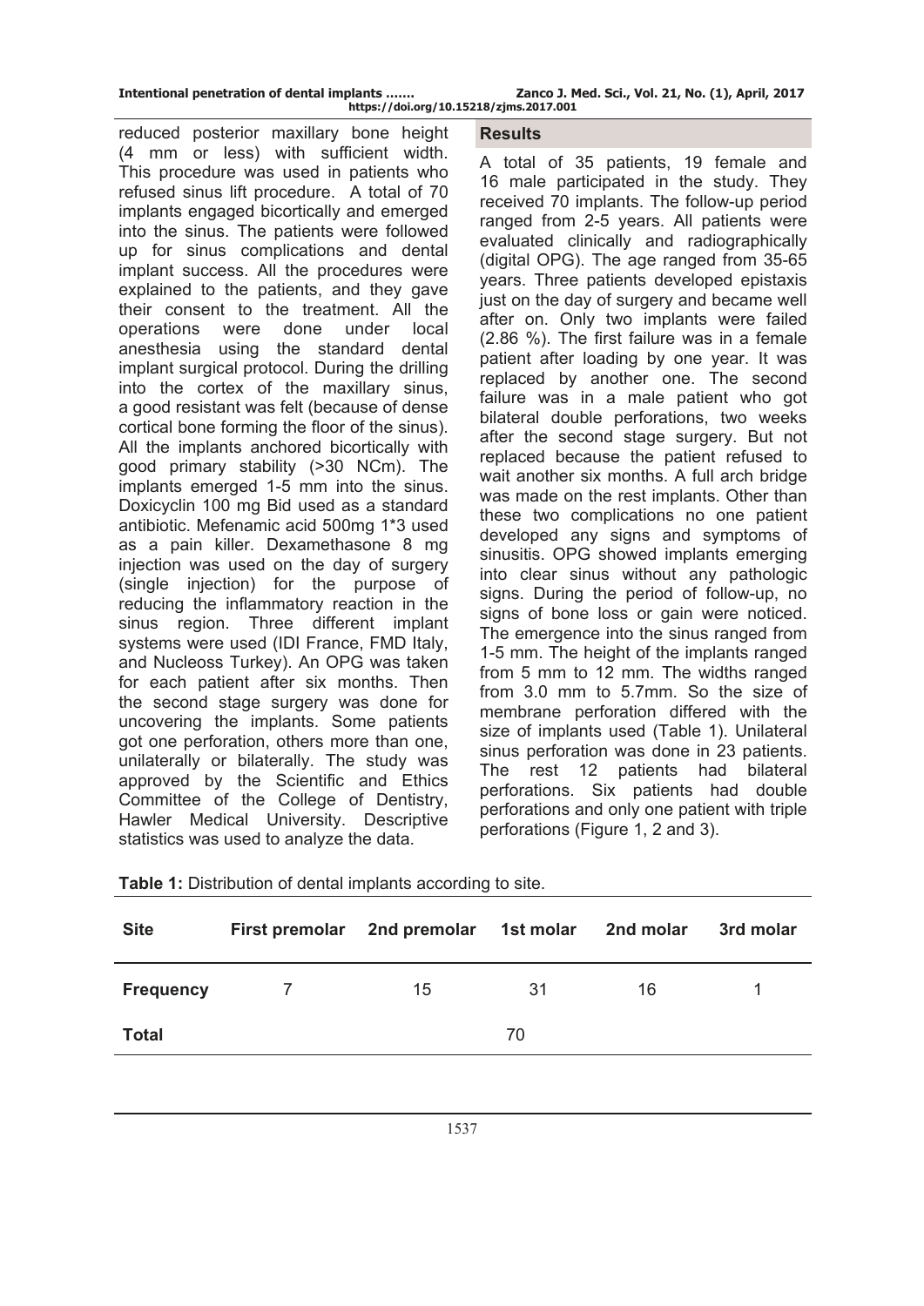reduced posterior maxillary bone height (4 mm or less) with sufficient width. This procedure was used in patients who refused sinus lift procedure. A total of 70 implants engaged bicortically and emerged into the sinus. The patients were followed up for sinus complications and dental implant success. All the procedures were explained to the patients, and they gave their consent to the treatment. All the operations were done under local anesthesia using the standard dental implant surgical protocol. During the drilling into the cortex of the maxillary sinus, a good resistant was felt (because of dense cortical bone forming the floor of the sinus). All the implants anchored bicortically with good primary stability (>30 NCm). The implants emerged 1-5 mm into the sinus. Doxicyclin 100 mg Bid used as a standard antibiotic. Mefenamic acid 500mg 1*3 used as a pain killer. Dexamethasone 8 mg injection was used on the day of surgery (single injection) for the purpose of reducing the inflammatory reaction in the sinus region. Three different implant systems were used (IDI France, FMD Italy, and Nucleoss Turkey). An OPG was taken for each patient after six months. Then the second stage surgery was done for uncovering the implants. Some patients got one perforation, others more than one, unilaterally or bilaterally. The study was approved by the Scientific and Ethics Committee of the College of Dentistry, Hawler Medical University. Descriptive statistics was used to analyze the data.

## Results

A total of 35 patients, 19 female and 16 male participated in the study. They received 70 implants. The follow-up period ranged from 2-5 years. All patients were evaluated clinically and radiographically (digital OPG). The age ranged from 35-65 years. Three patients developed epistaxis just on the day of surgery and became well after on. Only two implants were failed (2.86 %). The first failure was in a female patient after loading by one year. It was replaced by another one. The second failure was in a male patient who got bilateral double perforations, two weeks after the second stage surgery. But not replaced because the patient refused to wait another six months. A full arch bridge was made on the rest implants. Other than these two complications no one patient developed any signs and symptoms of sinusitis. OPG showed implants emerging into clear sinus without any pathologic signs. During the period of follow-up, no signs of bone loss or gain were noticed. The emergence into the sinus ranged from 1-5 mm. The height of the implants ranged from 5 mm to 12 mm. The widths ranged from 3.0 mm to 5.7mm. So the size of membrane perforation differed with the size of implants used (Table 1). Unilateral sinus perforation was done in 23 patients. The rest 12 patients had bilateral perforations. Six patients had double perforations and only one patient with triple perforations (Figure 1, 2 and 3).

**Table 1:** Distribution of dental implants according to site.

| Site | First premolar | 2nd premolar | 1st molar | 2nd molar | 3rd molar |
|---|---|---|---|---|---|
| **Frequency** | 7 | 15 | 31 | 16 | 1 |
| **Total** | | | 70 | | |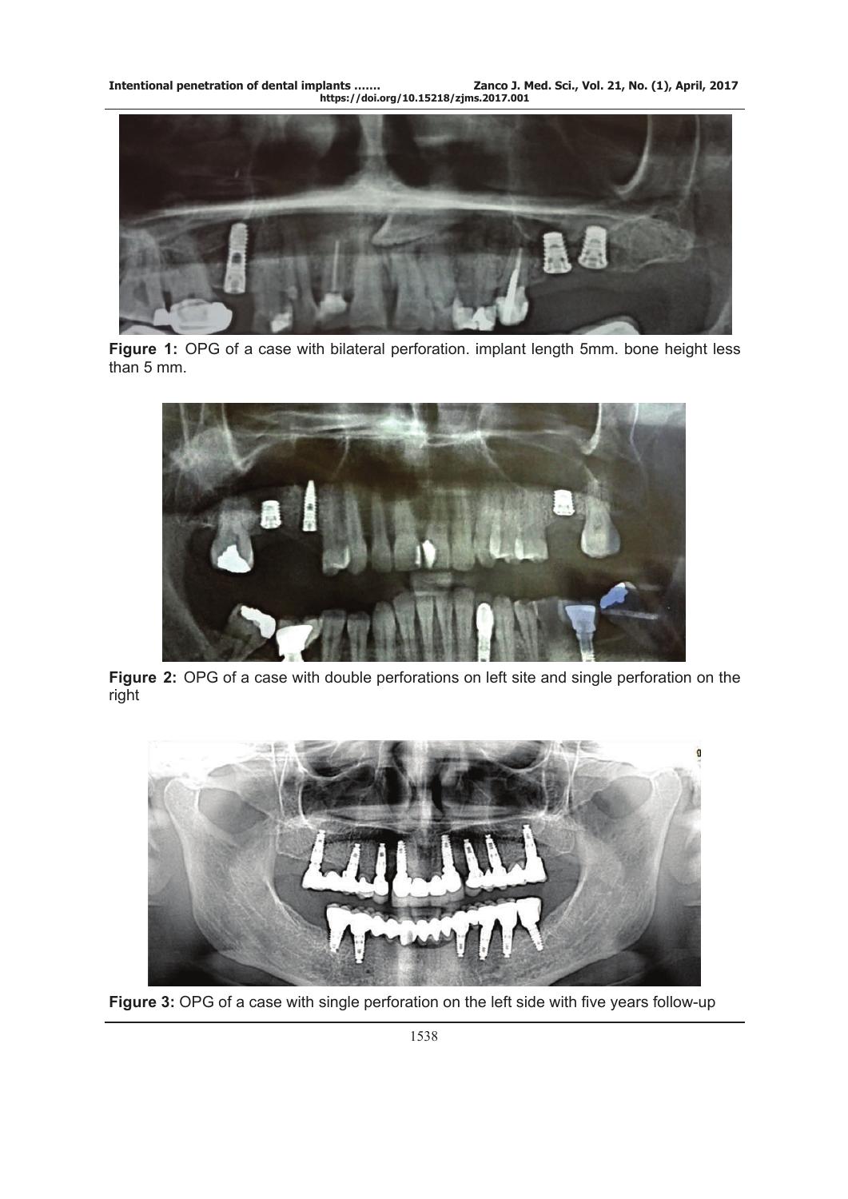**Figure 1:** OPG of a case with bilateral perforation. implant length 5mm. bone height less than 5 mm.

**Figure 2:** OPG of a case with double perforations on left site and single perforation on the right

**Figure 3:** OPG of a case with single perforation on the left side with five years follow-up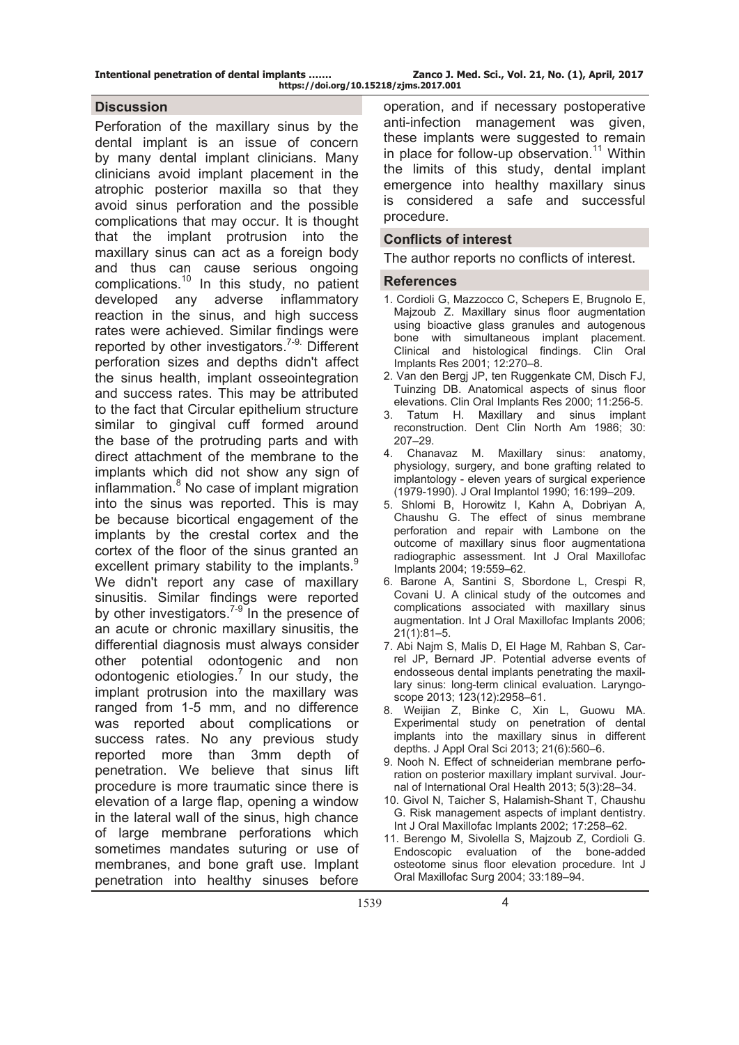## Discussion

Perforation of the maxillary sinus by the dental implant is an issue of concern by many dental implant clinicians. Many clinicians avoid implant placement in the atrophic posterior maxilla so that they avoid sinus perforation and the possible complications that may occur. It is thought that the implant protrusion into the maxillary sinus can act as a foreign body and thus can cause serious ongoing complications.[10] In this study, no patient developed any adverse inflammatory reaction in the sinus, and high success rates were achieved. Similar findings were reported by other investigators.[7-9.] Different perforation sizes and depths didn't affect the sinus health, implant osseointegration and success rates. This may be attributed to the fact that Circular epithelium structure similar to gingival cuff formed around the base of the protruding parts and with direct attachment of the membrane to the implants which did not show any sign of inflammation.[8] No case of implant migration into the sinus was reported. This is may be because bicortical engagement of the implants by the crestal cortex and the cortex of the floor of the sinus granted an excellent primary stability to the implants.[9] We didn't report any case of maxillary sinusitis. Similar findings were reported by other investigators.[7-9] In the presence of an acute or chronic maxillary sinusitis, the differential diagnosis must always consider other potential odontogenic and non odontogenic etiologies.[7] In our study, the implant protrusion into the maxillary was ranged from 1-5 mm, and no difference was reported about complications or success rates. No any previous study reported more than 3mm depth of penetration. We believe that sinus lift procedure is more traumatic since there is elevation of a large flap, opening a window in the lateral wall of the sinus, high chance of large membrane perforations which sometimes mandates suturing or use of membranes, and bone graft use. Implant penetration into healthy sinuses before operation, and if necessary postoperative anti-infection management was given, these implants were suggested to remain in place for follow-up observation.[11] Within the limits of this study, dental implant emergence into healthy maxillary sinus is considered a safe and successful procedure.

## Conflicts of interest

The author reports no conflicts of interest.

## References

1. Cordioli G, Mazzocco C, Schepers E, Brugnolo E, Majzoub Z. Maxillary sinus floor augmentation using bioactive glass granules and autogenous bone with simultaneous implant placement. Clinical and histological findings. Clin Oral Implants Res 2001; 12:270–8.
2. Van den Bergj JP, ten Ruggenkate CM, Disch FJ, Tuinzing DB. Anatomical aspects of sinus floor elevations. Clin Oral Implants Res 2000; 11:256-5.
3. Tatum H. Maxillary and sinus implant reconstruction. Dent Clin North Am 1986; 30: 207–29.
4. Chanavaz M. Maxillary sinus: anatomy, physiology, surgery, and bone grafting related to implantology - eleven years of surgical experience (1979-1990). J Oral Implantol 1990; 16:199–209.
5. Shlomi B, Horowitz I, Kahn A, Dobriyan A, Chaushu G. The effect of sinus membrane perforation and repair with Lambone on the outcome of maxillary sinus floor augmentationa radiographic assessment. Int J Oral Maxillofac Implants 2004; 19:559–62.
6. Barone A, Santini S, Sbordone L, Crespi R, Covani U. A clinical study of the outcomes and complications associated with maxillary sinus augmentation. Int J Oral Maxillofac Implants 2006; 21(1):81–5.
7. Abi Najm S, Malis D, El Hage M, Rahban S, Carrel JP, Bernard JP. Potential adverse events of endosseous dental implants penetrating the maxillary sinus: long-term clinical evaluation. Laryngoscope 2013; 123(12):2958–61.
8. Weijian Z, Binke C, Xin L, Guowu MA. Experimental study on penetration of dental implants into the maxillary sinus in different depths. J Appl Oral Sci 2013; 21(6):560–6.
9. Nooh N. Effect of schneiderian membrane perforation on posterior maxillary implant survival. Journal of International Oral Health 2013; 5(3):28–34.
10. Givol N, Taicher S, Halamish-Shant T, Chaushu G. Risk management aspects of implant dentistry. Int J Oral Maxillofac Implants 2002; 17:258–62.
11. Berengo M, Sivolella S, Majzoub Z, Cordioli G. Endoscopic evaluation of the bone-added osteotome sinus floor elevation procedure. Int J Oral Maxillofac Surg 2004; 33:189–94.